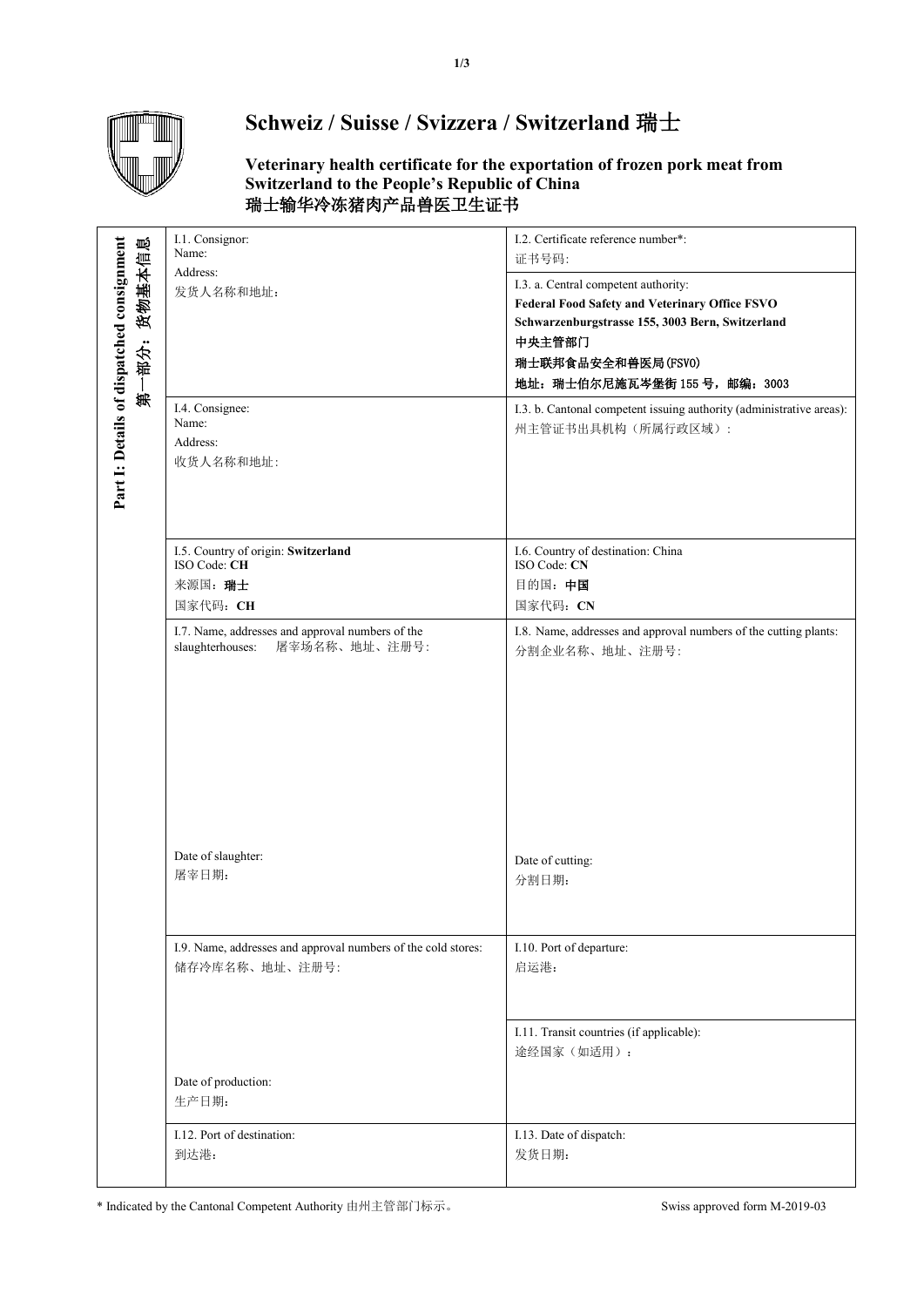# Schweiz / Suisse / Svizzera / Switzerland 瑞士

**Veterinary health certificate for the exportation of frozen pork meat from Switzerland to the People's Republic of China**
**瑞士输华冷冻猪肉产品兽医卫生证书**

**Part I: Details of dispatched consignment 第一部分：货物基本信息**

| | |
|---|---|
| I.1. Consignor:<br>Name:<br>Address:<br>发货人名称和地址： | I.2. Certificate reference number*:<br>证书号码: |
| | I.3. a. Central competent authority:<br>**Federal Food Safety and Veterinary Office FSVO**<br>**Schwarzenburgstrasse 155, 3003 Bern, Switzerland**<br>**中央主管部门**<br>**瑞士联邦食品安全和兽医局(FSVO)**<br>**地址：瑞士伯尔尼施瓦岑堡街 155 号，邮编：3003** |
| I.4. Consignee:<br>Name:<br>Address:<br>收货人名称和地址: | I.3. b. Cantonal competent issuing authority (administrative areas):<br>州主管证书出具机构（所属行政区域）: |
| I.5. Country of origin: **Switzerland**<br>ISO Code: **CH**<br>来源国：**瑞士**<br>国家代码：**CH** | I.6. Country of destination: China<br>ISO Code: **CN**<br>目的国：**中国**<br>国家代码：**CN** |
| I.7. Name, addresses and approval numbers of the slaughterhouses: 屠宰场名称、地址、注册号:<br><br>Date of slaughter:<br>屠宰日期： | I.8. Name, addresses and approval numbers of the cutting plants:<br>分割企业名称、地址、注册号:<br><br>Date of cutting:<br>分割日期： |
| I.9. Name, addresses and approval numbers of the cold stores:<br>储存冷库名称、地址、注册号:<br><br>Date of production:<br>生产日期： | I.10. Port of departure:<br>启运港： |
| | I.11. Transit countries (if applicable):<br>途经国家（如适用）： |
| I.12. Port of destination:<br>到达港： | I.13. Date of dispatch:<br>发货日期： |

\* Indicated by the Cantonal Competent Authority 由州主管部门标示。

Swiss approved form M-2019-03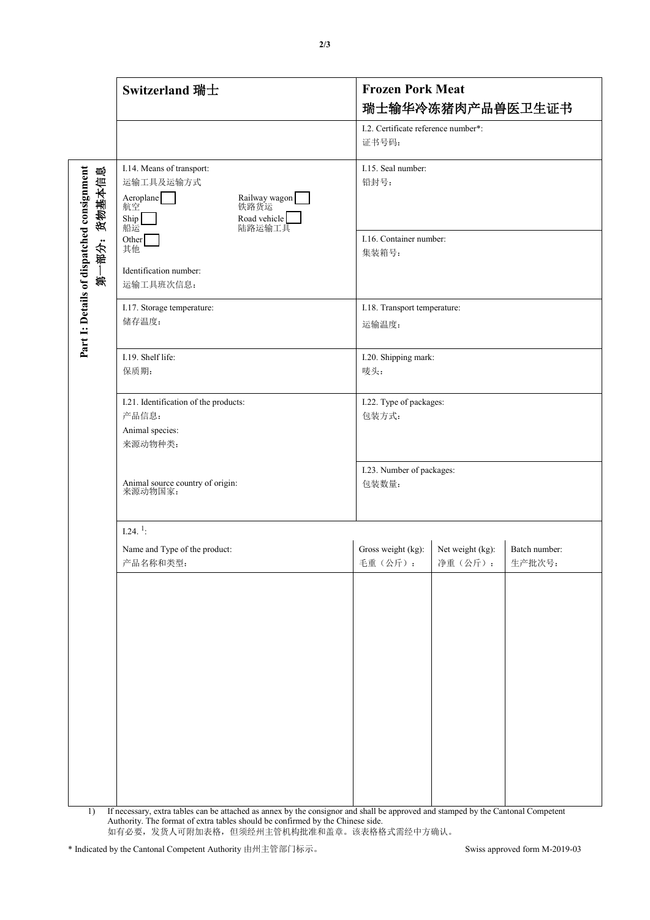| **Switzerland 瑞士** | **Frozen Pork Meat**<br>**瑞士输华冷冻猪肉产品兽医卫生证书** |
|---|---|
| | I.2. Certificate reference number*:<br>证书号码: |

**Part I: Details of dispatched consignment 第一部分：货物基本信息**

| | |
|---|---|
| I.14. Means of transport:<br>运输工具及运输方式<br>Aeroplane ☐ 航空 &nbsp;&nbsp; Railway wagon ☐ 铁路货运<br>Ship ☐ 船运 &nbsp;&nbsp; Road vehicle ☐ 陆路运输工具<br>Other ☐ 其他<br><br>Identification number:<br>运输工具班次信息: | I.15. Seal number:<br>铅封号:<br><br>I.16. Container number:<br>集装箱号: |
| I.17. Storage temperature:<br>储存温度: | I.18. Transport temperature:<br>运输温度: |
| I.19. Shelf life:<br>保质期: | I.20. Shipping mark:<br>唛头: |
| I.21. Identification of the products:<br>产品信息:<br>Animal species:<br>来源动物种类:<br><br>Animal source country of origin:<br>来源动物国家: | I.22. Type of packages:<br>包装方式:<br><br>I.23. Number of packages:<br>包装数量: |

I.24. [1]:

| Name and Type of the product:<br>产品名称和类型: | Gross weight (kg):<br>毛重（公斤）: | Net weight (kg):<br>净重（公斤）: | Batch number:<br>生产批次号: |
|---|---|---|---|
| | | | |

1) If necessary, extra tables can be attached as annex by the consignor and shall be approved and stamped by the Cantonal Competent Authority. The format of extra tables should be confirmed by the Chinese side.
如有必要，发货人可附加表格，但须经州主管机构批准和盖章。该表格格式需经中方确认。

\* Indicated by the Cantonal Competent Authority 由州主管部门标示。

Swiss approved form M-2019-03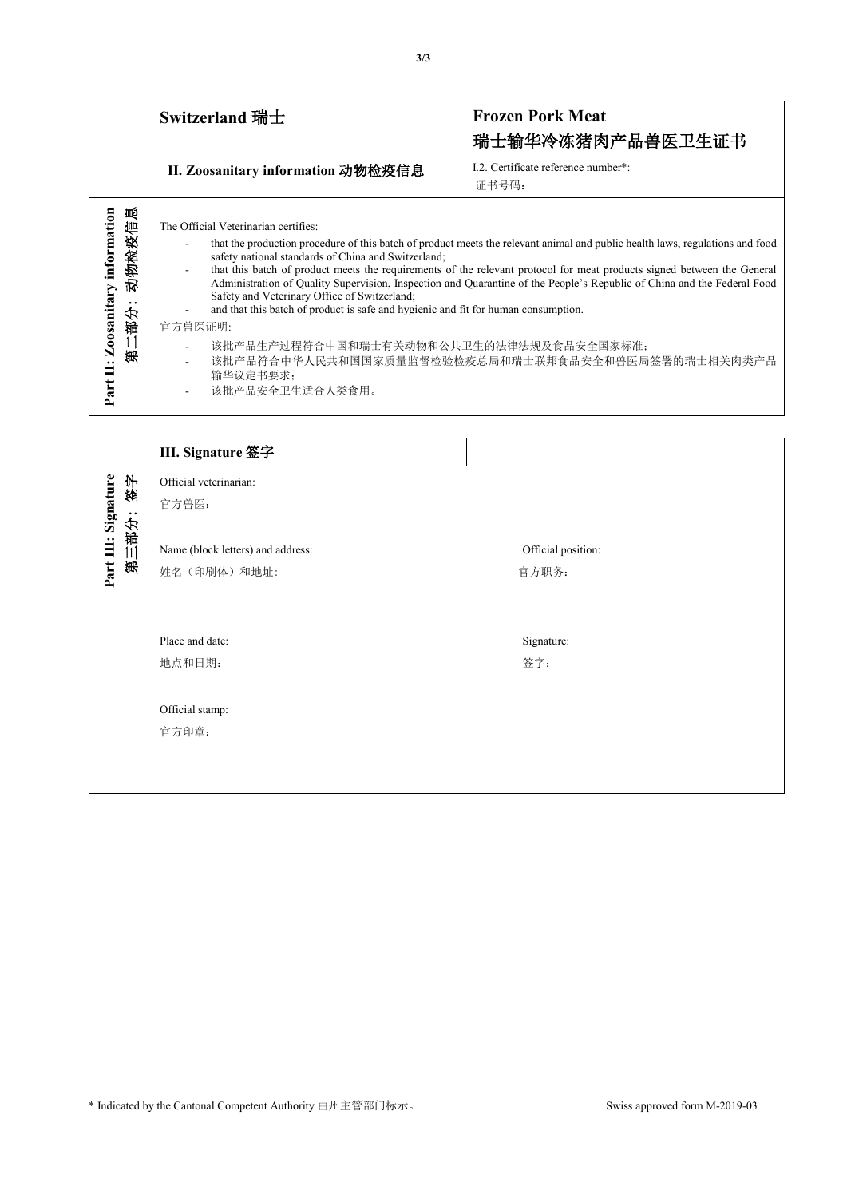| Switzerland 瑞士 | Frozen Pork Meat<br>瑞士输华冷冻猪肉产品兽医卫生证书 |
| --- | --- |
| **II. Zoosanitary information 动物检疫信息** | I.2. Certificate reference number*:<br>证书号码: |

**Part II: Zoosanitary information 第二部分：动物检疫信息**

The Official Veterinarian certifies:

- that the production procedure of this batch of product meets the relevant animal and public health laws, regulations and food safety national standards of China and Switzerland;
- that this batch of product meets the requirements of the relevant protocol for meat products signed between the General Administration of Quality Supervision, Inspection and Quarantine of the People's Republic of China and the Federal Food Safety and Veterinary Office of Switzerland;
- and that this batch of product is safe and hygienic and fit for human consumption.

官方兽医证明:

- 该批产品生产过程符合中国和瑞士有关动物和公共卫生的法律法规及食品安全国家标准;
- 该批产品符合中华人民共和国国家质量监督检验检疫总局和瑞士联邦食品安全和兽医局签署的瑞士相关肉类产品输华议定书要求;
- 该批产品安全卫生适合人类食用。

| III. Signature 签字 | |
| --- | --- |

**Part III: Signature 第三部分：签字**

Official veterinarian:
官方兽医:

| | |
| --- | --- |
| Name (block letters) and address:<br>姓名（印刷体）和地址: | Official position:<br>官方职务: |
| Place and date:<br>地点和日期: | Signature:<br>签字: |
| Official stamp:<br>官方印章: | |

\* Indicated by the Cantonal Competent Authority 由州主管部门标示。

Swiss approved form M-2019-03